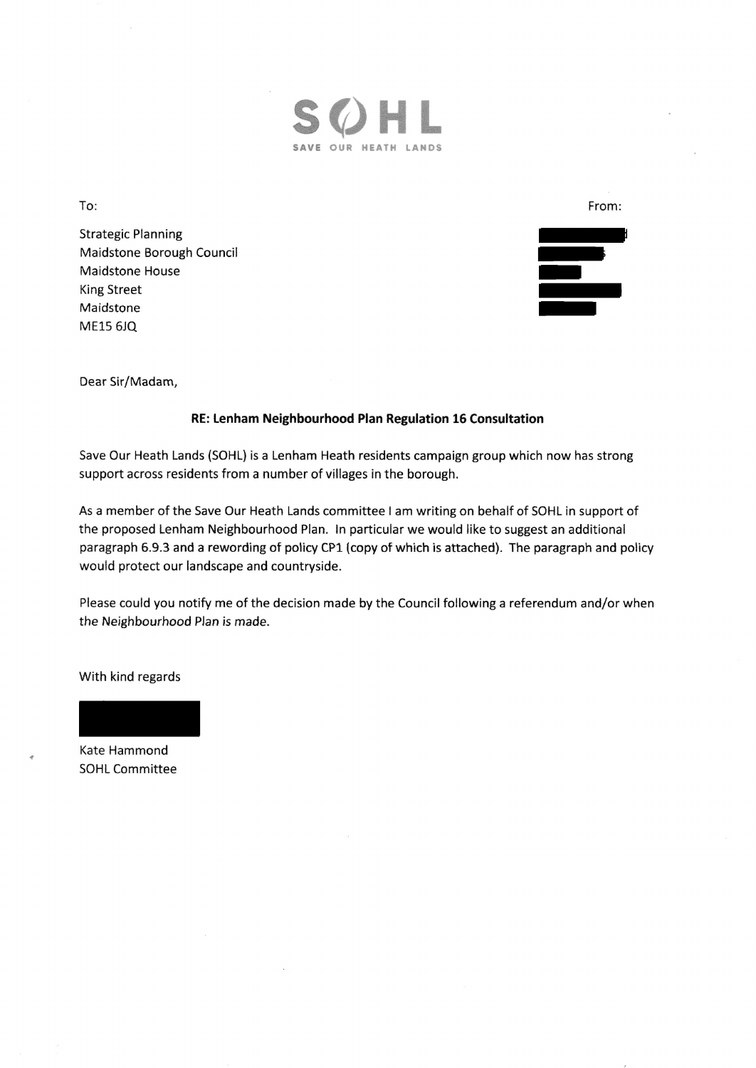**SOHL**

SAVE OUR HEATH LANDS

To:

Strategic Planning
Maidstone Borough Council
Maidstone House
King Street
Maidstone
ME15 6JQ

From:

Dear Sir/Madam,

**RE: Lenham Neighbourhood Plan Regulation 16 Consultation**

Save Our Heath Lands (SOHL) is a Lenham Heath residents campaign group which now has strong support across residents from a number of villages in the borough.

As a member of the Save Our Heath Lands committee I am writing on behalf of SOHL in support of the proposed Lenham Neighbourhood Plan. In particular we would like to suggest an additional paragraph 6.9.3 and a rewording of policy CP1 (copy of which is attached). The paragraph and policy would protect our landscape and countryside.

Please could you notify me of the decision made by the Council following a referendum and/or when the Neighbourhood Plan is made.

With kind regards

Kate Hammond
SOHL Committee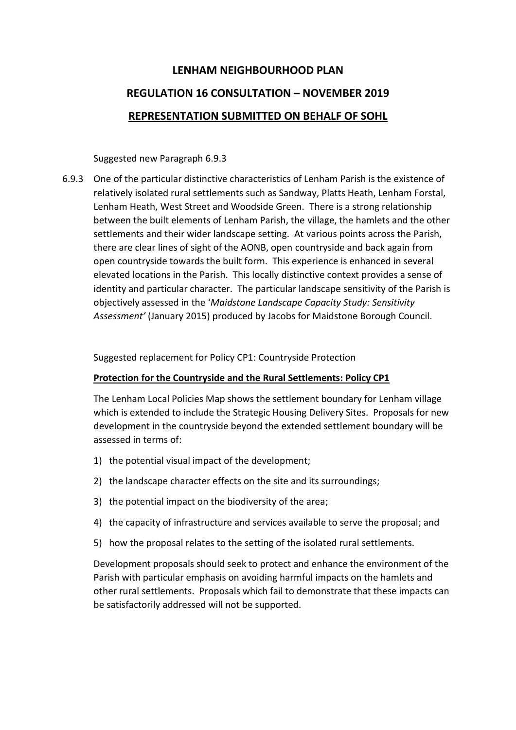**LENHAM NEIGHBOURHOOD PLAN**

**REGULATION 16 CONSULTATION – NOVEMBER 2019**

**REPRESENTATION SUBMITTED ON BEHALF OF SOHL**

Suggested new Paragraph 6.9.3

6.9.3 One of the particular distinctive characteristics of Lenham Parish is the existence of relatively isolated rural settlements such as Sandway, Platts Heath, Lenham Forstal, Lenham Heath, West Street and Woodside Green. There is a strong relationship between the built elements of Lenham Parish, the village, the hamlets and the other settlements and their wider landscape setting. At various points across the Parish, there are clear lines of sight of the AONB, open countryside and back again from open countryside towards the built form. This experience is enhanced in several elevated locations in the Parish. This locally distinctive context provides a sense of identity and particular character. The particular landscape sensitivity of the Parish is objectively assessed in the '*Maidstone Landscape Capacity Study: Sensitivity Assessment'* (January 2015) produced by Jacobs for Maidstone Borough Council.

Suggested replacement for Policy CP1: Countryside Protection

**Protection for the Countryside and the Rural Settlements: Policy CP1**

The Lenham Local Policies Map shows the settlement boundary for Lenham village which is extended to include the Strategic Housing Delivery Sites. Proposals for new development in the countryside beyond the extended settlement boundary will be assessed in terms of:

1) the potential visual impact of the development;
2) the landscape character effects on the site and its surroundings;
3) the potential impact on the biodiversity of the area;
4) the capacity of infrastructure and services available to serve the proposal; and
5) how the proposal relates to the setting of the isolated rural settlements.

Development proposals should seek to protect and enhance the environment of the Parish with particular emphasis on avoiding harmful impacts on the hamlets and other rural settlements. Proposals which fail to demonstrate that these impacts can be satisfactorily addressed will not be supported.